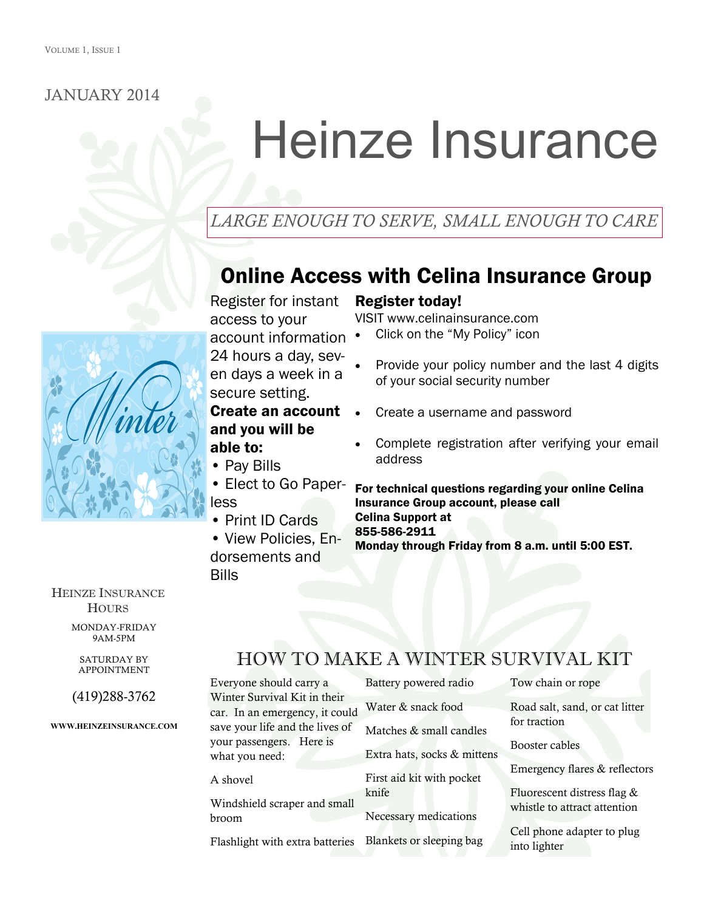JANUARY 2014

# Heinze Insurance

*LARGE ENOUGH TO SERVE, SMALL ENOUGH TO CARE*

## Online Access with Celina Insurance Group

Register for instant access to your account information 24 hours a day, seven days a week in a secure setting.

**Create an account and you will be able to:**

- Pay Bills
- Elect to Go Paperless
- Print ID Cards
- View Policies, Endorsements and Bills

### Register today!

VISIT www.celinainsurance.com

- Click on the "My Policy" icon
- Provide your policy number and the last 4 digits of your social security number
- Create a username and password
- Complete registration after verifying your email address

**For technical questions regarding your online Celina Insurance Group account, please call Celina Support at 855-586-2911 Monday through Friday from 8 a.m. until 5:00 EST.**

HEINZE INSURANCE HOURS

MONDAY-FRIDAY
9AM-5PM

SATURDAY BY APPOINTMENT

(419)288-3762

WWW.HEINZEINSURANCE.COM

## HOW TO MAKE A WINTER SURVIVAL KIT

Everyone should carry a Winter Survival Kit in their car. In an emergency, it could save your life and the lives of your passengers. Here is what you need:

A shovel

Windshield scraper and small broom

Flashlight with extra batteries

Battery powered radio

Water & snack food

Matches & small candles

Extra hats, socks & mittens

First aid kit with pocket knife

Necessary medications

Blankets or sleeping bag

Tow chain or rope

Road salt, sand, or cat litter for traction

Booster cables

Emergency flares & reflectors

Fluorescent distress flag & whistle to attract attention

Cell phone adapter to plug into lighter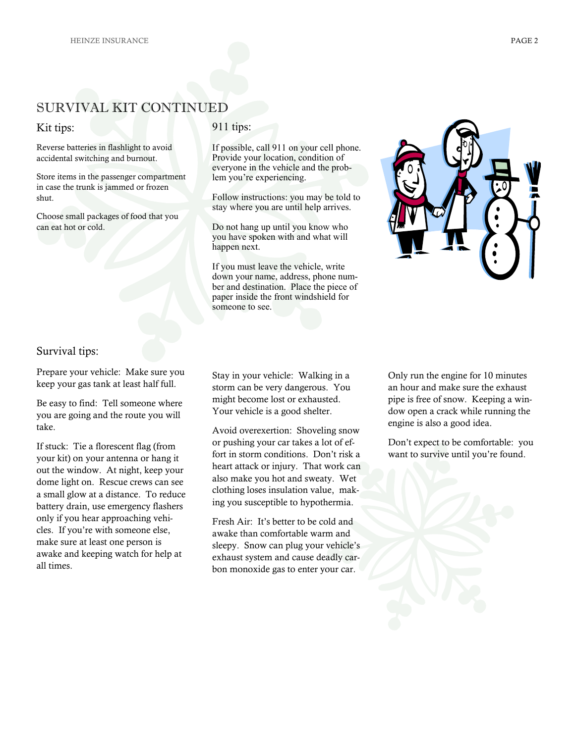## SURVIVAL KIT CONTINUED

### Kit tips:

Reverse batteries in flashlight to avoid accidental switching and burnout.

Store items in the passenger compartment in case the trunk is jammed or frozen shut.

Choose small packages of food that you can eat hot or cold.

### 911 tips:

If possible, call 911 on your cell phone. Provide your location, condition of everyone in the vehicle and the problem you're experiencing.

Follow instructions: you may be told to stay where you are until help arrives.

Do not hang up until you know who you have spoken with and what will happen next.

If you must leave the vehicle, write down your name, address, phone number and destination. Place the piece of paper inside the front windshield for someone to see.

### Survival tips:

Prepare your vehicle: Make sure you keep your gas tank at least half full.

Be easy to find: Tell someone where you are going and the route you will take.

If stuck: Tie a florescent flag (from your kit) on your antenna or hang it out the window. At night, keep your dome light on. Rescue crews can see a small glow at a distance. To reduce battery drain, use emergency flashers only if you hear approaching vehicles. If you're with someone else, make sure at least one person is awake and keeping watch for help at all times.

Stay in your vehicle: Walking in a storm can be very dangerous. You might become lost or exhausted. Your vehicle is a good shelter.

Avoid overexertion: Shoveling snow or pushing your car takes a lot of effort in storm conditions. Don't risk a heart attack or injury. That work can also make you hot and sweaty. Wet clothing loses insulation value, making you susceptible to hypothermia.

Fresh Air: It's better to be cold and awake than comfortable warm and sleepy. Snow can plug your vehicle's exhaust system and cause deadly carbon monoxide gas to enter your car.

Only run the engine for 10 minutes an hour and make sure the exhaust pipe is free of snow. Keeping a window open a crack while running the engine is also a good idea.

Don't expect to be comfortable: you want to survive until you're found.